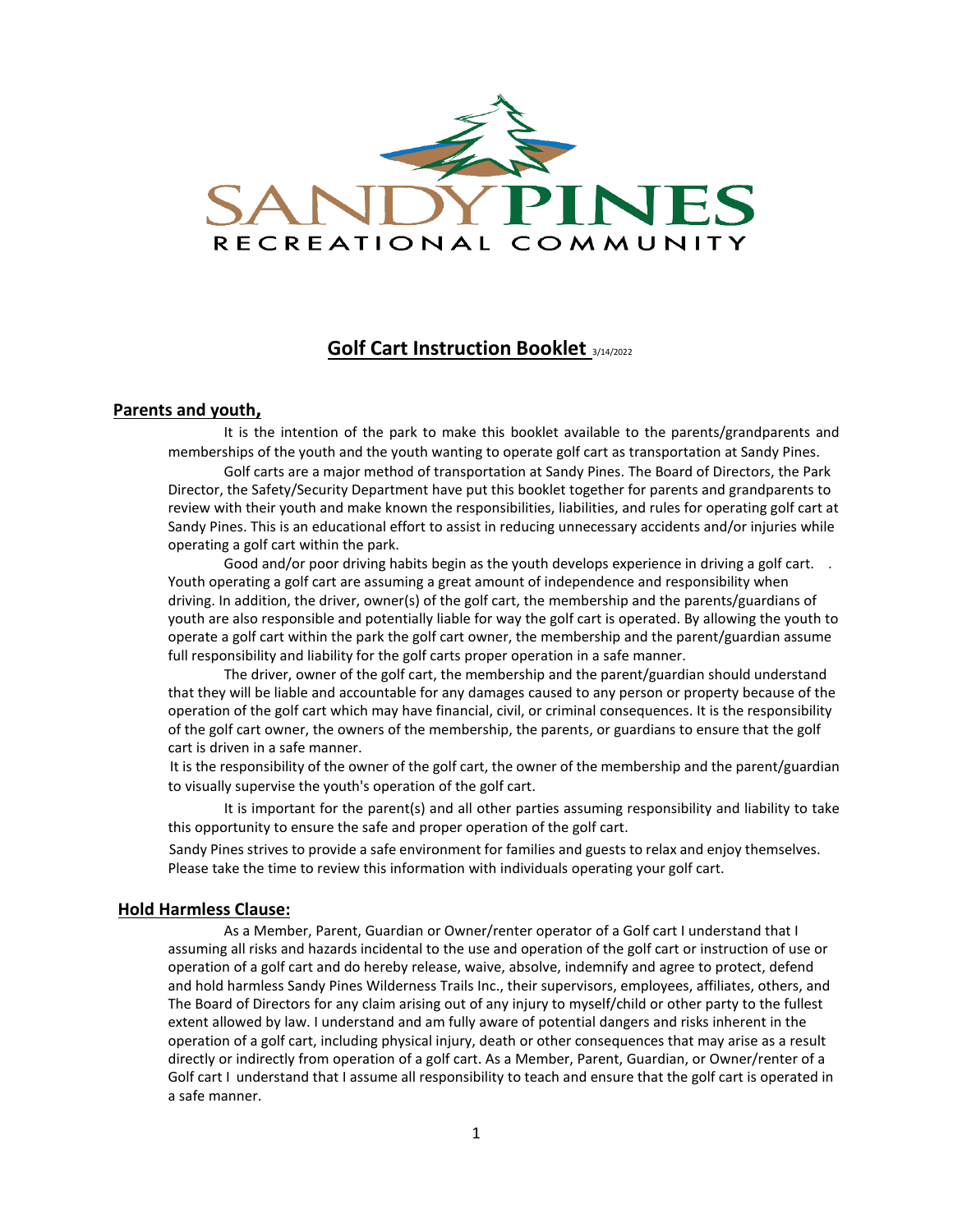SANDY PINES

RECREATIONAL COMMUNITY

# Golf Cart Instruction Booklet 3/14/2022

## Parents and youth,

It is the intention of the park to make this booklet available to the parents/grandparents and memberships of the youth and the youth wanting to operate golf cart as transportation at Sandy Pines.

Golf carts are a major method of transportation at Sandy Pines. The Board of Directors, the Park Director, the Safety/Security Department have put this booklet together for parents and grandparents to review with their youth and make known the responsibilities, liabilities, and rules for operating golf cart at Sandy Pines. This is an educational effort to assist in reducing unnecessary accidents and/or injuries while operating a golf cart within the park.

Good and/or poor driving habits begin as the youth develops experience in driving a golf cart. . Youth operating a golf cart are assuming a great amount of independence and responsibility when driving. In addition, the driver, owner(s) of the golf cart, the membership and the parents/guardians of youth are also responsible and potentially liable for way the golf cart is operated. By allowing the youth to operate a golf cart within the park the golf cart owner, the membership and the parent/guardian assume full responsibility and liability for the golf carts proper operation in a safe manner.

The driver, owner of the golf cart, the membership and the parent/guardian should understand that they will be liable and accountable for any damages caused to any person or property because of the operation of the golf cart which may have financial, civil, or criminal consequences. It is the responsibility of the golf cart owner, the owners of the membership, the parents, or guardians to ensure that the golf cart is driven in a safe manner.

It is the responsibility of the owner of the golf cart, the owner of the membership and the parent/guardian to visually supervise the youth's operation of the golf cart.

It is important for the parent(s) and all other parties assuming responsibility and liability to take this opportunity to ensure the safe and proper operation of the golf cart.

Sandy Pines strives to provide a safe environment for families and guests to relax and enjoy themselves. Please take the time to review this information with individuals operating your golf cart.

## Hold Harmless Clause:

As a Member, Parent, Guardian or Owner/renter operator of a Golf cart I understand that I assuming all risks and hazards incidental to the use and operation of the golf cart or instruction of use or operation of a golf cart and do hereby release, waive, absolve, indemnify and agree to protect, defend and hold harmless Sandy Pines Wilderness Trails Inc., their supervisors, employees, affiliates, others, and The Board of Directors for any claim arising out of any injury to myself/child or other party to the fullest extent allowed by law. I understand and am fully aware of potential dangers and risks inherent in the operation of a golf cart, including physical injury, death or other consequences that may arise as a result directly or indirectly from operation of a golf cart. As a Member, Parent, Guardian, or Owner/renter of a Golf cart I understand that I assume all responsibility to teach and ensure that the golf cart is operated in a safe manner.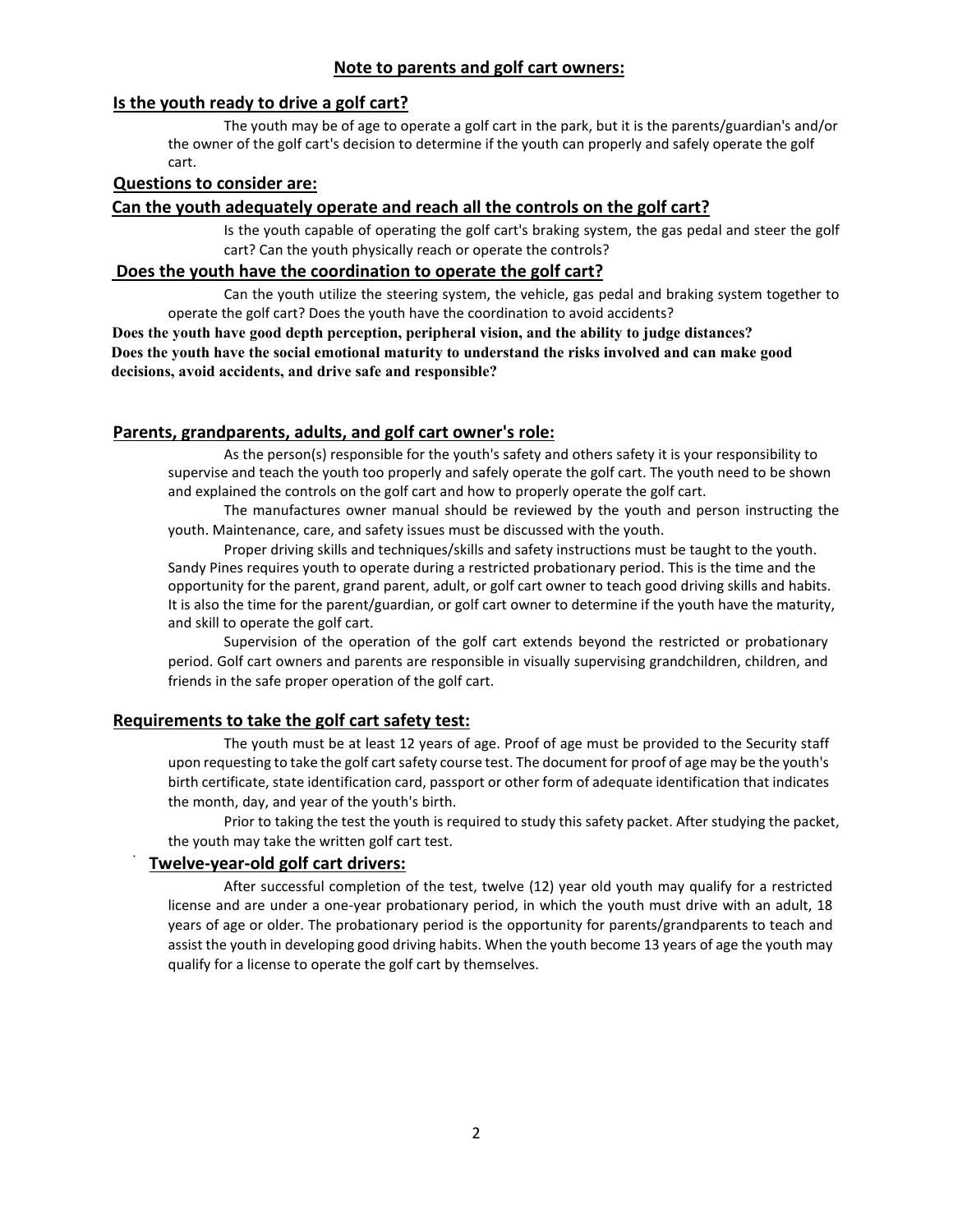## Note to parents and golf cart owners:

### Is the youth ready to drive a golf cart?

The youth may be of age to operate a golf cart in the park, but it is the parents/guardian's and/or the owner of the golf cart's decision to determine if the youth can properly and safely operate the golf cart.

### Questions to consider are:

### Can the youth adequately operate and reach all the controls on the golf cart?

Is the youth capable of operating the golf cart's braking system, the gas pedal and steer the golf cart? Can the youth physically reach or operate the controls?

### Does the youth have the coordination to operate the golf cart?

Can the youth utilize the steering system, the vehicle, gas pedal and braking system together to operate the golf cart? Does the youth have the coordination to avoid accidents?

**Does the youth have good depth perception, peripheral vision, and the ability to judge distances?**

**Does the youth have the social emotional maturity to understand the risks involved and can make good decisions, avoid accidents, and drive safe and responsible?**

### Parents, grandparents, adults, and golf cart owner's role:

As the person(s) responsible for the youth's safety and others safety it is your responsibility to supervise and teach the youth too properly and safely operate the golf cart. The youth need to be shown and explained the controls on the golf cart and how to properly operate the golf cart.

The manufactures owner manual should be reviewed by the youth and person instructing the youth. Maintenance, care, and safety issues must be discussed with the youth.

Proper driving skills and techniques/skills and safety instructions must be taught to the youth. Sandy Pines requires youth to operate during a restricted probationary period. This is the time and the opportunity for the parent, grand parent, adult, or golf cart owner to teach good driving skills and habits. It is also the time for the parent/guardian, or golf cart owner to determine if the youth have the maturity, and skill to operate the golf cart.

Supervision of the operation of the golf cart extends beyond the restricted or probationary period. Golf cart owners and parents are responsible in visually supervising grandchildren, children, and friends in the safe proper operation of the golf cart.

### Requirements to take the golf cart safety test:

The youth must be at least 12 years of age. Proof of age must be provided to the Security staff upon requesting to take the golf cart safety course test. The document for proof of age may be the youth's birth certificate, state identification card, passport or other form of adequate identification that indicates the month, day, and year of the youth's birth.

Prior to taking the test the youth is required to study this safety packet. After studying the packet, the youth may take the written golf cart test.

### Twelve-year-old golf cart drivers:

After successful completion of the test, twelve (12) year old youth may qualify for a restricted license and are under a one-year probationary period, in which the youth must drive with an adult, 18 years of age or older. The probationary period is the opportunity for parents/grandparents to teach and assist the youth in developing good driving habits. When the youth become 13 years of age the youth may qualify for a license to operate the golf cart by themselves.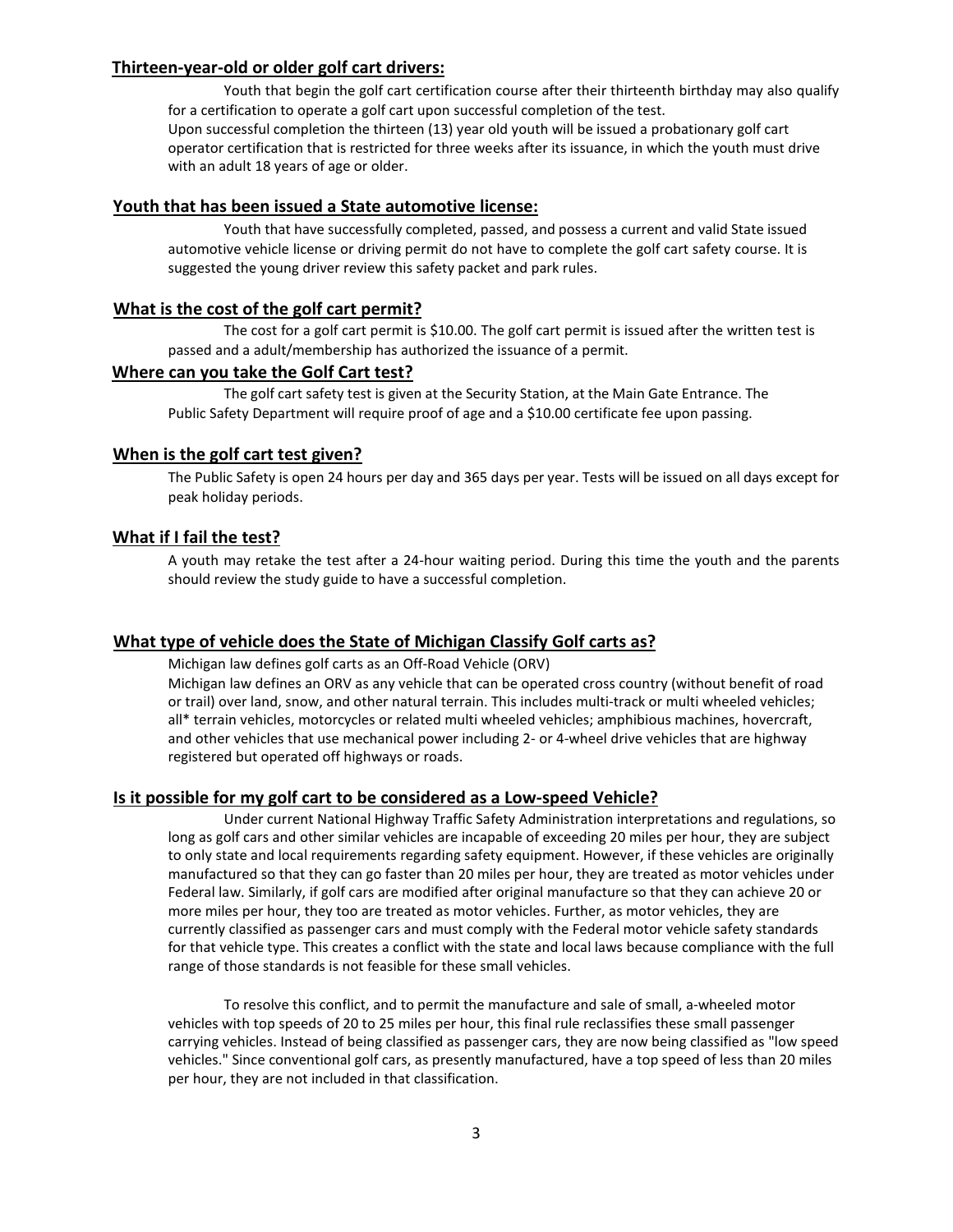## Thirteen-year-old or older golf cart drivers:

Youth that begin the golf cart certification course after their thirteenth birthday may also qualify for a certification to operate a golf cart upon successful completion of the test.
Upon successful completion the thirteen (13) year old youth will be issued a probationary golf cart operator certification that is restricted for three weeks after its issuance, in which the youth must drive with an adult 18 years of age or older.

## Youth that has been issued a State automotive license:

Youth that have successfully completed, passed, and possess a current and valid State issued automotive vehicle license or driving permit do not have to complete the golf cart safety course. It is suggested the young driver review this safety packet and park rules.

## What is the cost of the golf cart permit?

The cost for a golf cart permit is $10.00. The golf cart permit is issued after the written test is passed and a adult/membership has authorized the issuance of a permit.

## Where can you take the Golf Cart test?

The golf cart safety test is given at the Security Station, at the Main Gate Entrance. The Public Safety Department will require proof of age and a $10.00 certificate fee upon passing.

## When is the golf cart test given?

The Public Safety is open 24 hours per day and 365 days per year. Tests will be issued on all days except for peak holiday periods.

## What if I fail the test?

A youth may retake the test after a 24-hour waiting period. During this time the youth and the parents should review the study guide to have a successful completion.

## What type of vehicle does the State of Michigan Classify Golf carts as?

Michigan law defines golf carts as an Off-Road Vehicle (ORV)
Michigan law defines an ORV as any vehicle that can be operated cross country (without benefit of road or trail) over land, snow, and other natural terrain. This includes multi-track or multi wheeled vehicles; all* terrain vehicles, motorcycles or related multi wheeled vehicles; amphibious machines, hovercraft, and other vehicles that use mechanical power including 2- or 4-wheel drive vehicles that are highway registered but operated off highways or roads.

## Is it possible for my golf cart to be considered as a Low-speed Vehicle?

Under current National Highway Traffic Safety Administration interpretations and regulations, so long as golf cars and other similar vehicles are incapable of exceeding 20 miles per hour, they are subject to only state and local requirements regarding safety equipment. However, if these vehicles are originally manufactured so that they can go faster than 20 miles per hour, they are treated as motor vehicles under Federal law. Similarly, if golf cars are modified after original manufacture so that they can achieve 20 or more miles per hour, they too are treated as motor vehicles. Further, as motor vehicles, they are currently classified as passenger cars and must comply with the Federal motor vehicle safety standards for that vehicle type. This creates a conflict with the state and local laws because compliance with the full range of those standards is not feasible for these small vehicles.

To resolve this conflict, and to permit the manufacture and sale of small, a-wheeled motor vehicles with top speeds of 20 to 25 miles per hour, this final rule reclassifies these small passenger carrying vehicles. Instead of being classified as passenger cars, they are now being classified as "low speed vehicles." Since conventional golf cars, as presently manufactured, have a top speed of less than 20 miles per hour, they are not included in that classification.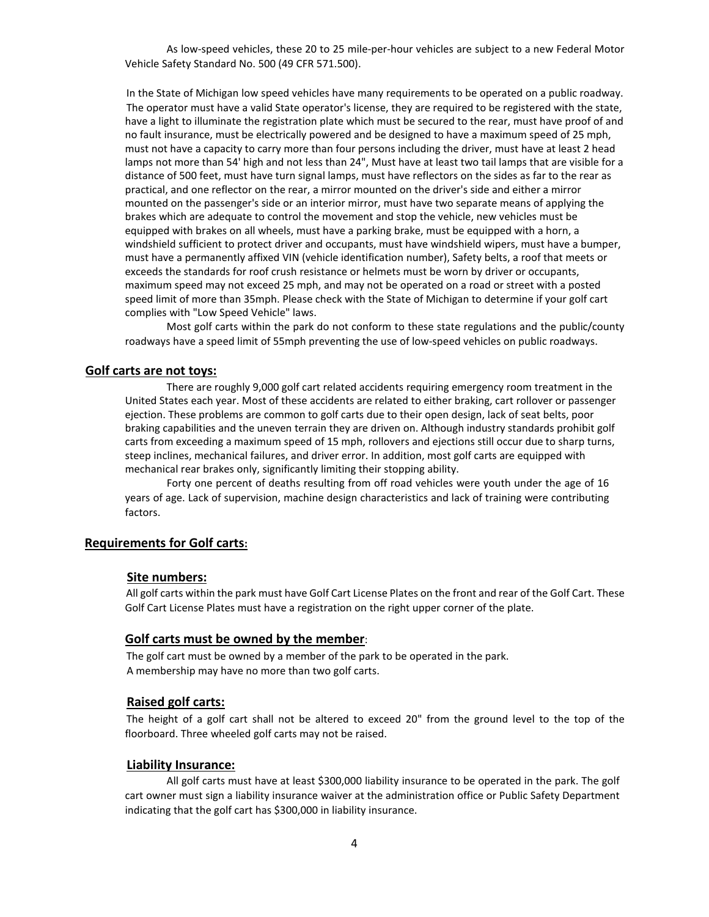As low-speed vehicles, these 20 to 25 mile-per-hour vehicles are subject to a new Federal Motor Vehicle Safety Standard No. 500 (49 CFR 571.500).

In the State of Michigan low speed vehicles have many requirements to be operated on a public roadway. The operator must have a valid State operator's license, they are required to be registered with the state, have a light to illuminate the registration plate which must be secured to the rear, must have proof of and no fault insurance, must be electrically powered and be designed to have a maximum speed of 25 mph, must not have a capacity to carry more than four persons including the driver, must have at least 2 head lamps not more than 54' high and not less than 24", Must have at least two tail lamps that are visible for a distance of 500 feet, must have turn signal lamps, must have reflectors on the sides as far to the rear as practical, and one reflector on the rear, a mirror mounted on the driver's side and either a mirror mounted on the passenger's side or an interior mirror, must have two separate means of applying the brakes which are adequate to control the movement and stop the vehicle, new vehicles must be equipped with brakes on all wheels, must have a parking brake, must be equipped with a horn, a windshield sufficient to protect driver and occupants, must have windshield wipers, must have a bumper, must have a permanently affixed VIN (vehicle identification number), Safety belts, a roof that meets or exceeds the standards for roof crush resistance or helmets must be worn by driver or occupants, maximum speed may not exceed 25 mph, and may not be operated on a road or street with a posted speed limit of more than 35mph. Please check with the State of Michigan to determine if your golf cart complies with "Low Speed Vehicle" laws.

Most golf carts within the park do not conform to these state regulations and the public/county roadways have a speed limit of 55mph preventing the use of low-speed vehicles on public roadways.

## Golf carts are not toys:

There are roughly 9,000 golf cart related accidents requiring emergency room treatment in the United States each year. Most of these accidents are related to either braking, cart rollover or passenger ejection. These problems are common to golf carts due to their open design, lack of seat belts, poor braking capabilities and the uneven terrain they are driven on. Although industry standards prohibit golf carts from exceeding a maximum speed of 15 mph, rollovers and ejections still occur due to sharp turns, steep inclines, mechanical failures, and driver error. In addition, most golf carts are equipped with mechanical rear brakes only, significantly limiting their stopping ability.

Forty one percent of deaths resulting from off road vehicles were youth under the age of 16 years of age. Lack of supervision, machine design characteristics and lack of training were contributing factors.

## Requirements for Golf carts:

### Site numbers:

All golf carts within the park must have Golf Cart License Plates on the front and rear of the Golf Cart. These Golf Cart License Plates must have a registration on the right upper corner of the plate.

### Golf carts must be owned by the member:

The golf cart must be owned by a member of the park to be operated in the park.
A membership may have no more than two golf carts.

### Raised golf carts:

The height of a golf cart shall not be altered to exceed 20" from the ground level to the top of the floorboard. Three wheeled golf carts may not be raised.

### Liability Insurance:

All golf carts must have at least $300,000 liability insurance to be operated in the park. The golf cart owner must sign a liability insurance waiver at the administration office or Public Safety Department indicating that the golf cart has $300,000 in liability insurance.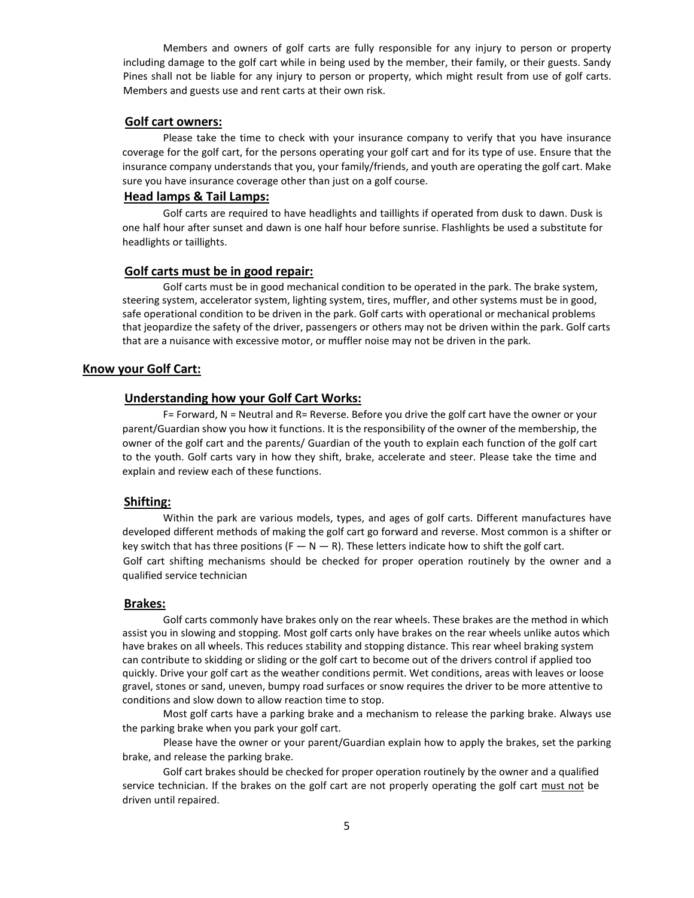Members and owners of golf carts are fully responsible for any injury to person or property including damage to the golf cart while in being used by the member, their family, or their guests. Sandy Pines shall not be liable for any injury to person or property, which might result from use of golf carts. Members and guests use and rent carts at their own risk.

### Golf cart owners:

Please take the time to check with your insurance company to verify that you have insurance coverage for the golf cart, for the persons operating your golf cart and for its type of use. Ensure that the insurance company understands that you, your family/friends, and youth are operating the golf cart. Make sure you have insurance coverage other than just on a golf course.

### Head lamps & Tail Lamps:

Golf carts are required to have headlights and taillights if operated from dusk to dawn. Dusk is one half hour after sunset and dawn is one half hour before sunrise. Flashlights be used a substitute for headlights or taillights.

### Golf carts must be in good repair:

Golf carts must be in good mechanical condition to be operated in the park. The brake system, steering system, accelerator system, lighting system, tires, muffler, and other systems must be in good, safe operational condition to be driven in the park. Golf carts with operational or mechanical problems that jeopardize the safety of the driver, passengers or others may not be driven within the park. Golf carts that are a nuisance with excessive motor, or muffler noise may not be driven in the park.

## Know your Golf Cart:

### Understanding how your Golf Cart Works:

F= Forward, N = Neutral and R= Reverse. Before you drive the golf cart have the owner or your parent/Guardian show you how it functions. It is the responsibility of the owner of the membership, the owner of the golf cart and the parents/ Guardian of the youth to explain each function of the golf cart to the youth. Golf carts vary in how they shift, brake, accelerate and steer. Please take the time and explain and review each of these functions.

### Shifting:

Within the park are various models, types, and ages of golf carts. Different manufactures have developed different methods of making the golf cart go forward and reverse. Most common is a shifter or key switch that has three positions (F — N — R). These letters indicate how to shift the golf cart.
Golf cart shifting mechanisms should be checked for proper operation routinely by the owner and a qualified service technician

### Brakes:

Golf carts commonly have brakes only on the rear wheels. These brakes are the method in which assist you in slowing and stopping. Most golf carts only have brakes on the rear wheels unlike autos which have brakes on all wheels. This reduces stability and stopping distance. This rear wheel braking system can contribute to skidding or sliding or the golf cart to become out of the drivers control if applied too quickly. Drive your golf cart as the weather conditions permit. Wet conditions, areas with leaves or loose gravel, stones or sand, uneven, bumpy road surfaces or snow requires the driver to be more attentive to conditions and slow down to allow reaction time to stop.

Most golf carts have a parking brake and a mechanism to release the parking brake. Always use the parking brake when you park your golf cart.

Please have the owner or your parent/Guardian explain how to apply the brakes, set the parking brake, and release the parking brake.

Golf cart brakes should be checked for proper operation routinely by the owner and a qualified service technician. If the brakes on the golf cart are not properly operating the golf cart must not be driven until repaired.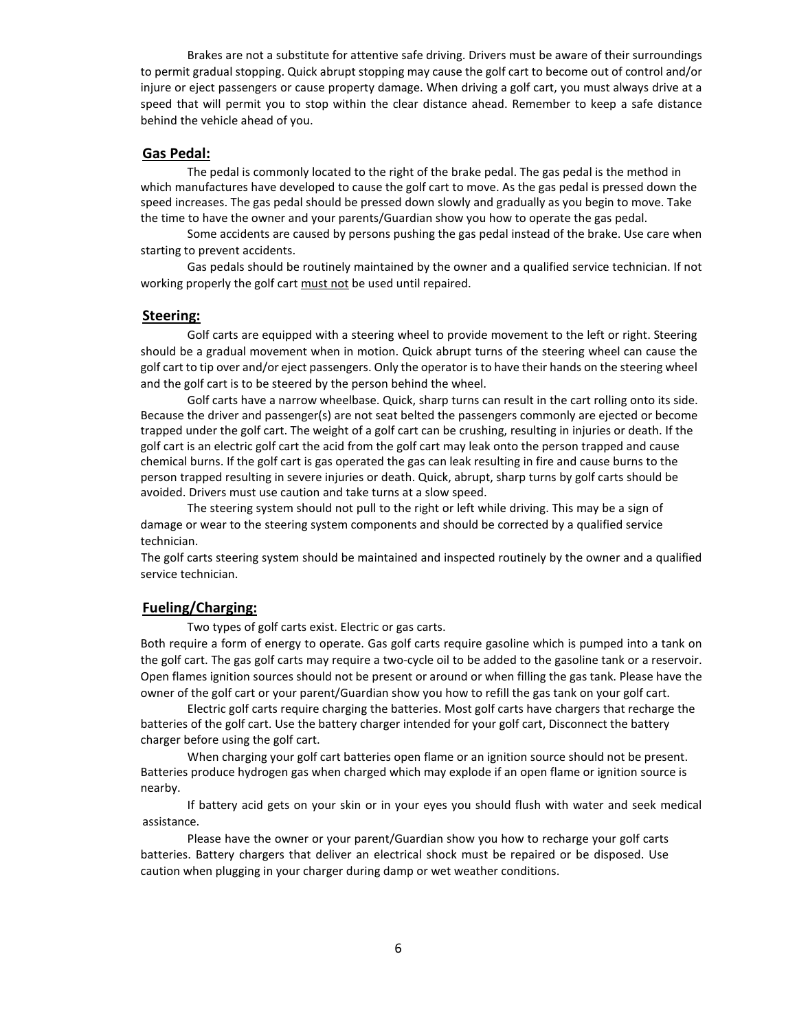Brakes are not a substitute for attentive safe driving. Drivers must be aware of their surroundings to permit gradual stopping. Quick abrupt stopping may cause the golf cart to become out of control and/or injure or eject passengers or cause property damage. When driving a golf cart, you must always drive at a speed that will permit you to stop within the clear distance ahead. Remember to keep a safe distance behind the vehicle ahead of you.

## Gas Pedal:

The pedal is commonly located to the right of the brake pedal. The gas pedal is the method in which manufactures have developed to cause the golf cart to move. As the gas pedal is pressed down the speed increases. The gas pedal should be pressed down slowly and gradually as you begin to move. Take the time to have the owner and your parents/Guardian show you how to operate the gas pedal.

Some accidents are caused by persons pushing the gas pedal instead of the brake. Use care when starting to prevent accidents.

Gas pedals should be routinely maintained by the owner and a qualified service technician. If not working properly the golf cart must not be used until repaired.

## Steering:

Golf carts are equipped with a steering wheel to provide movement to the left or right. Steering should be a gradual movement when in motion. Quick abrupt turns of the steering wheel can cause the golf cart to tip over and/or eject passengers. Only the operator is to have their hands on the steering wheel and the golf cart is to be steered by the person behind the wheel.

Golf carts have a narrow wheelbase. Quick, sharp turns can result in the cart rolling onto its side. Because the driver and passenger(s) are not seat belted the passengers commonly are ejected or become trapped under the golf cart. The weight of a golf cart can be crushing, resulting in injuries or death. If the golf cart is an electric golf cart the acid from the golf cart may leak onto the person trapped and cause chemical burns. If the golf cart is gas operated the gas can leak resulting in fire and cause burns to the person trapped resulting in severe injuries or death. Quick, abrupt, sharp turns by golf carts should be avoided. Drivers must use caution and take turns at a slow speed.

The steering system should not pull to the right or left while driving. This may be a sign of damage or wear to the steering system components and should be corrected by a qualified service technician.

The golf carts steering system should be maintained and inspected routinely by the owner and a qualified service technician.

## Fueling/Charging:

Two types of golf carts exist. Electric or gas carts.

Both require a form of energy to operate. Gas golf carts require gasoline which is pumped into a tank on the golf cart. The gas golf carts may require a two-cycle oil to be added to the gasoline tank or a reservoir. Open flames ignition sources should not be present or around or when filling the gas tank. Please have the owner of the golf cart or your parent/Guardian show you how to refill the gas tank on your golf cart.

Electric golf carts require charging the batteries. Most golf carts have chargers that recharge the batteries of the golf cart. Use the battery charger intended for your golf cart, Disconnect the battery charger before using the golf cart.

When charging your golf cart batteries open flame or an ignition source should not be present. Batteries produce hydrogen gas when charged which may explode if an open flame or ignition source is nearby.

If battery acid gets on your skin or in your eyes you should flush with water and seek medical assistance.

Please have the owner or your parent/Guardian show you how to recharge your golf carts batteries. Battery chargers that deliver an electrical shock must be repaired or be disposed. Use caution when plugging in your charger during damp or wet weather conditions.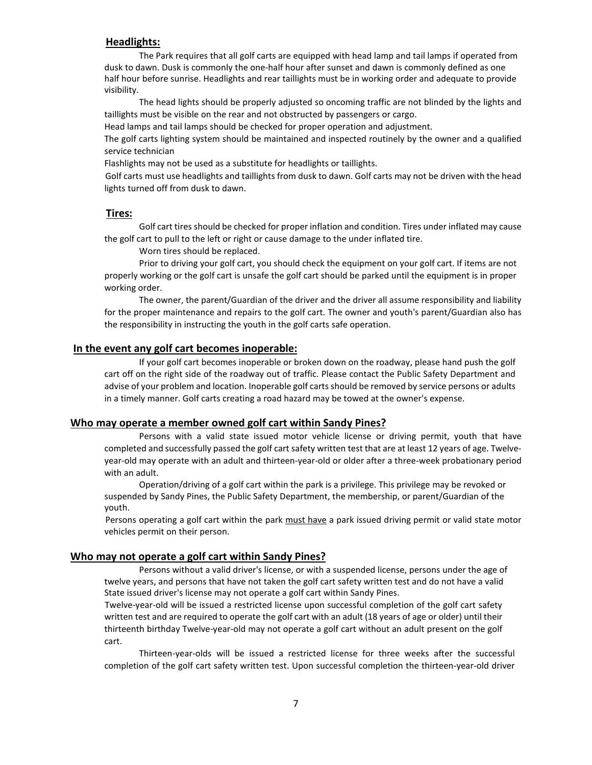**Headlights:**

The Park requires that all golf carts are equipped with head lamp and tail lamps if operated from dusk to dawn. Dusk is commonly the one-half hour after sunset and dawn is commonly defined as one half hour before sunrise. Headlights and rear taillights must be in working order and adequate to provide visibility.

The head lights should be properly adjusted so oncoming traffic are not blinded by the lights and taillights must be visible on the rear and not obstructed by passengers or cargo.

Head lamps and tail lamps should be checked for proper operation and adjustment.

The golf carts lighting system should be maintained and inspected routinely by the owner and a qualified service technician

Flashlights may not be used as a substitute for headlights or taillights.

Golf carts must use headlights and taillights from dusk to dawn. Golf carts may not be driven with the head lights turned off from dusk to dawn.

**Tires:**

Golf cart tires should be checked for proper inflation and condition. Tires under inflated may cause the golf cart to pull to the left or right or cause damage to the under inflated tire.

Worn tires should be replaced.

Prior to driving your golf cart, you should check the equipment on your golf cart. If items are not properly working or the golf cart is unsafe the golf cart should be parked until the equipment is in proper working order.

The owner, the parent/Guardian of the driver and the driver all assume responsibility and liability for the proper maintenance and repairs to the golf cart. The owner and youth's parent/Guardian also has the responsibility in instructing the youth in the golf carts safe operation.

**In the event any golf cart becomes inoperable:**

If your golf cart becomes inoperable or broken down on the roadway, please hand push the golf cart off on the right side of the roadway out of traffic. Please contact the Public Safety Department and advise of your problem and location. Inoperable golf carts should be removed by service persons or adults in a timely manner. Golf carts creating a road hazard may be towed at the owner's expense.

**Who may operate a member owned golf cart within Sandy Pines?**

Persons with a valid state issued motor vehicle license or driving permit, youth that have completed and successfully passed the golf cart safety written test that are at least 12 years of age. Twelve-year-old may operate with an adult and thirteen-year-old or older after a three-week probationary period with an adult.

Operation/driving of a golf cart within the park is a privilege. This privilege may be revoked or suspended by Sandy Pines, the Public Safety Department, the membership, or parent/Guardian of the youth.

Persons operating a golf cart within the park must have a park issued driving permit or valid state motor vehicles permit on their person.

**Who may not operate a golf cart within Sandy Pines?**

Persons without a valid driver's license, or with a suspended license, persons under the age of twelve years, and persons that have not taken the golf cart safety written test and do not have a valid State issued driver's license may not operate a golf cart within Sandy Pines.

Twelve-year-old will be issued a restricted license upon successful completion of the golf cart safety written test and are required to operate the golf cart with an adult (18 years of age or older) until their thirteenth birthday Twelve-year-old may not operate a golf cart without an adult present on the golf cart.

Thirteen-year-olds will be issued a restricted license for three weeks after the successful completion of the golf cart safety written test. Upon successful completion the thirteen-year-old driver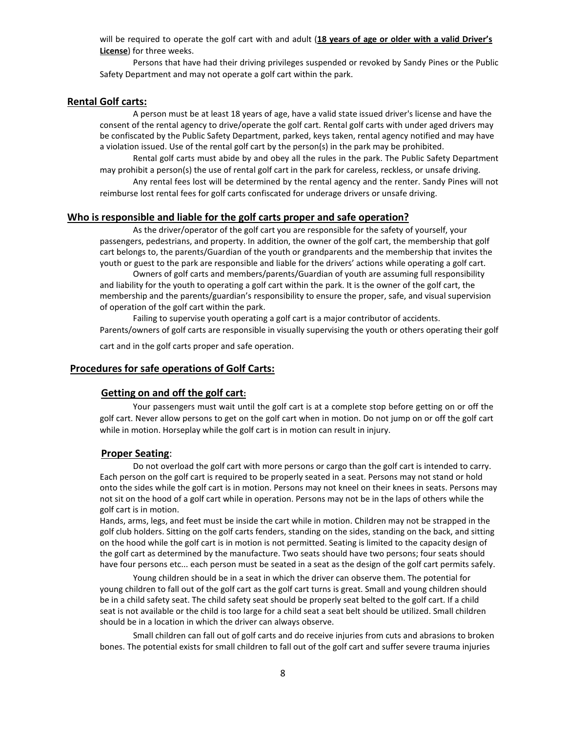will be required to operate the golf cart with and adult (**18 years of age or older with a valid Driver's License**) for three weeks.

Persons that have had their driving privileges suspended or revoked by Sandy Pines or the Public Safety Department and may not operate a golf cart within the park.

## Rental Golf carts:

A person must be at least 18 years of age, have a valid state issued driver's license and have the consent of the rental agency to drive/operate the golf cart. Rental golf carts with under aged drivers may be confiscated by the Public Safety Department, parked, keys taken, rental agency notified and may have a violation issued. Use of the rental golf cart by the person(s) in the park may be prohibited.

Rental golf carts must abide by and obey all the rules in the park. The Public Safety Department may prohibit a person(s) the use of rental golf cart in the park for careless, reckless, or unsafe driving.

Any rental fees lost will be determined by the rental agency and the renter. Sandy Pines will not reimburse lost rental fees for golf carts confiscated for underage drivers or unsafe driving.

## Who is responsible and liable for the golf carts proper and safe operation?

As the driver/operator of the golf cart you are responsible for the safety of yourself, your passengers, pedestrians, and property. In addition, the owner of the golf cart, the membership that golf cart belongs to, the parents/Guardian of the youth or grandparents and the membership that invites the youth or guest to the park are responsible and liable for the drivers' actions while operating a golf cart.

Owners of golf carts and members/parents/Guardian of youth are assuming full responsibility and liability for the youth to operating a golf cart within the park. It is the owner of the golf cart, the membership and the parents/guardian's responsibility to ensure the proper, safe, and visual supervision of operation of the golf cart within the park.

Failing to supervise youth operating a golf cart is a major contributor of accidents. Parents/owners of golf carts are responsible in visually supervising the youth or others operating their golf cart and in the golf carts proper and safe operation.

## Procedures for safe operations of Golf Carts:

### Getting on and off the golf cart:

Your passengers must wait until the golf cart is at a complete stop before getting on or off the golf cart. Never allow persons to get on the golf cart when in motion. Do not jump on or off the golf cart while in motion. Horseplay while the golf cart is in motion can result in injury.

### Proper Seating:

Do not overload the golf cart with more persons or cargo than the golf cart is intended to carry. Each person on the golf cart is required to be properly seated in a seat. Persons may not stand or hold onto the sides while the golf cart is in motion. Persons may not kneel on their knees in seats. Persons may not sit on the hood of a golf cart while in operation. Persons may not be in the laps of others while the golf cart is in motion.

Hands, arms, legs, and feet must be inside the cart while in motion. Children may not be strapped in the golf club holders. Sitting on the golf carts fenders, standing on the sides, standing on the back, and sitting on the hood while the golf cart is in motion is not permitted. Seating is limited to the capacity design of the golf cart as determined by the manufacture. Two seats should have two persons; four seats should have four persons etc... each person must be seated in a seat as the design of the golf cart permits safely.

Young children should be in a seat in which the driver can observe them. The potential for young children to fall out of the golf cart as the golf cart turns is great. Small and young children should be in a child safety seat. The child safety seat should be properly seat belted to the golf cart. If a child seat is not available or the child is too large for a child seat a seat belt should be utilized. Small children should be in a location in which the driver can always observe.

Small children can fall out of golf carts and do receive injuries from cuts and abrasions to broken bones. The potential exists for small children to fall out of the golf cart and suffer severe trauma injuries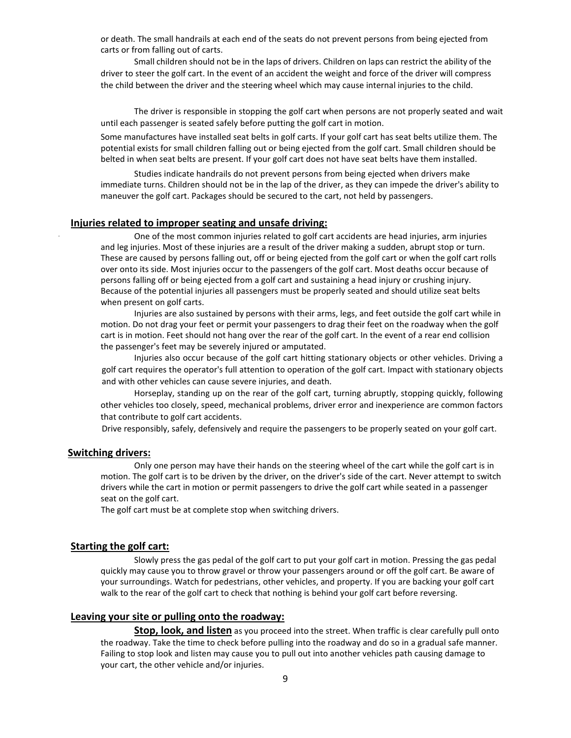or death. The small handrails at each end of the seats do not prevent persons from being ejected from carts or from falling out of carts.

Small children should not be in the laps of drivers. Children on laps can restrict the ability of the driver to steer the golf cart. In the event of an accident the weight and force of the driver will compress the child between the driver and the steering wheel which may cause internal injuries to the child.

The driver is responsible in stopping the golf cart when persons are not properly seated and wait until each passenger is seated safely before putting the golf cart in motion.

Some manufactures have installed seat belts in golf carts. If your golf cart has seat belts utilize them. The potential exists for small children falling out or being ejected from the golf cart. Small children should be belted in when seat belts are present. If your golf cart does not have seat belts have them installed.

Studies indicate handrails do not prevent persons from being ejected when drivers make immediate turns. Children should not be in the lap of the driver, as they can impede the driver's ability to maneuver the golf cart. Packages should be secured to the cart, not held by passengers.

## Injuries related to improper seating and unsafe driving:

One of the most common injuries related to golf cart accidents are head injuries, arm injuries and leg injuries. Most of these injuries are a result of the driver making a sudden, abrupt stop or turn. These are caused by persons falling out, off or being ejected from the golf cart or when the golf cart rolls over onto its side. Most injuries occur to the passengers of the golf cart. Most deaths occur because of persons falling off or being ejected from a golf cart and sustaining a head injury or crushing injury. Because of the potential injuries all passengers must be properly seated and should utilize seat belts when present on golf carts.

Injuries are also sustained by persons with their arms, legs, and feet outside the golf cart while in motion. Do not drag your feet or permit your passengers to drag their feet on the roadway when the golf cart is in motion. Feet should not hang over the rear of the golf cart. In the event of a rear end collision the passenger's feet may be severely injured or amputated.

Injuries also occur because of the golf cart hitting stationary objects or other vehicles. Driving a golf cart requires the operator's full attention to operation of the golf cart. Impact with stationary objects and with other vehicles can cause severe injuries, and death.

Horseplay, standing up on the rear of the golf cart, turning abruptly, stopping quickly, following other vehicles too closely, speed, mechanical problems, driver error and inexperience are common factors that contribute to golf cart accidents.

Drive responsibly, safely, defensively and require the passengers to be properly seated on your golf cart.

## Switching drivers:

Only one person may have their hands on the steering wheel of the cart while the golf cart is in motion. The golf cart is to be driven by the driver, on the driver's side of the cart. Never attempt to switch drivers while the cart in motion or permit passengers to drive the golf cart while seated in a passenger seat on the golf cart.

The golf cart must be at complete stop when switching drivers.

## Starting the golf cart:

Slowly press the gas pedal of the golf cart to put your golf cart in motion. Pressing the gas pedal quickly may cause you to throw gravel or throw your passengers around or off the golf cart. Be aware of your surroundings. Watch for pedestrians, other vehicles, and property. If you are backing your golf cart walk to the rear of the golf cart to check that nothing is behind your golf cart before reversing.

## Leaving your site or pulling onto the roadway:

**Stop, look, and listen** as you proceed into the street. When traffic is clear carefully pull onto the roadway. Take the time to check before pulling into the roadway and do so in a gradual safe manner. Failing to stop look and listen may cause you to pull out into another vehicles path causing damage to your cart, the other vehicle and/or injuries.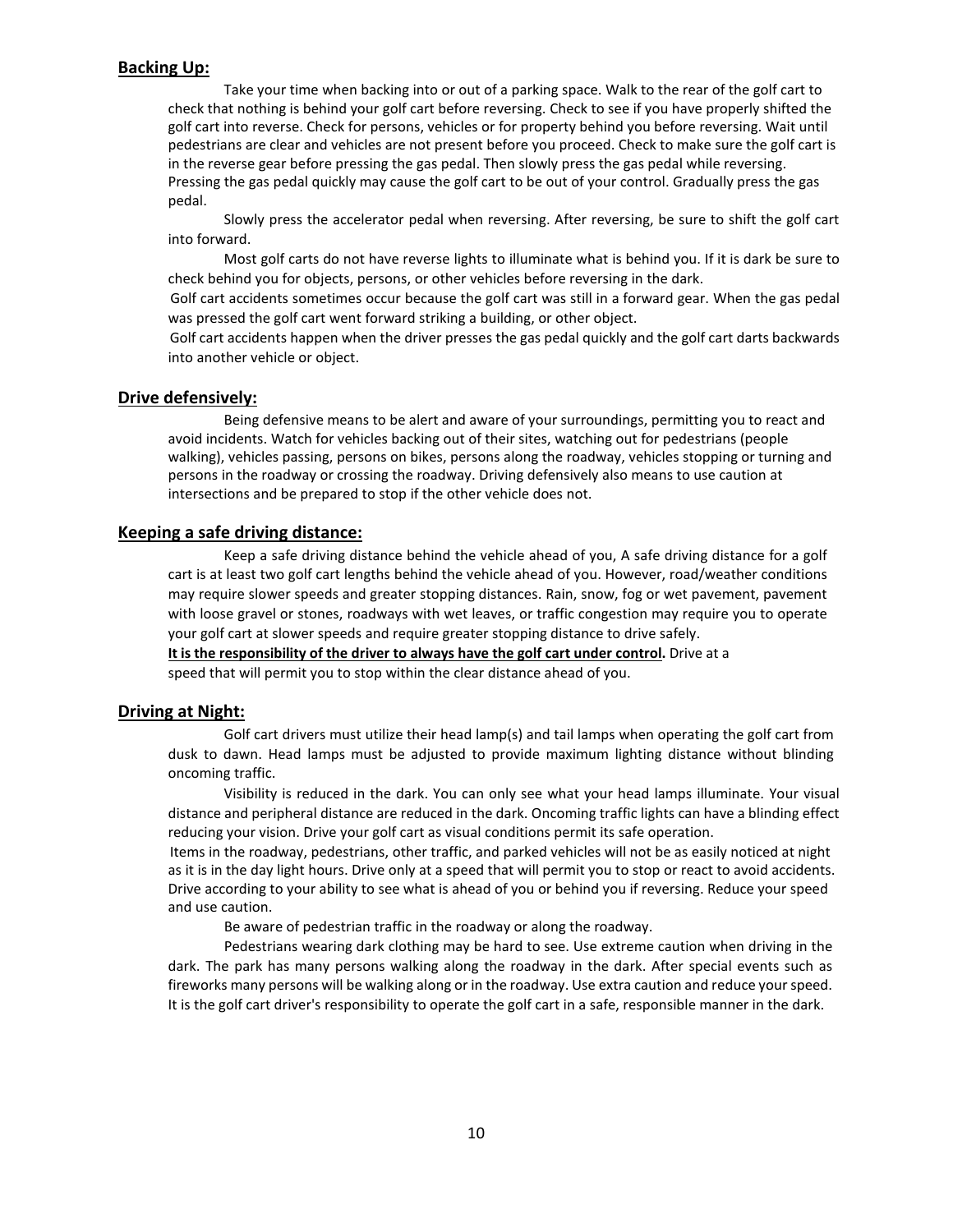## Backing Up:

Take your time when backing into or out of a parking space. Walk to the rear of the golf cart to check that nothing is behind your golf cart before reversing. Check to see if you have properly shifted the golf cart into reverse. Check for persons, vehicles or for property behind you before reversing. Wait until pedestrians are clear and vehicles are not present before you proceed. Check to make sure the golf cart is in the reverse gear before pressing the gas pedal. Then slowly press the gas pedal while reversing. Pressing the gas pedal quickly may cause the golf cart to be out of your control. Gradually press the gas pedal.

Slowly press the accelerator pedal when reversing. After reversing, be sure to shift the golf cart into forward.

Most golf carts do not have reverse lights to illuminate what is behind you. If it is dark be sure to check behind you for objects, persons, or other vehicles before reversing in the dark.

Golf cart accidents sometimes occur because the golf cart was still in a forward gear. When the gas pedal was pressed the golf cart went forward striking a building, or other object.

Golf cart accidents happen when the driver presses the gas pedal quickly and the golf cart darts backwards into another vehicle or object.

## Drive defensively:

Being defensive means to be alert and aware of your surroundings, permitting you to react and avoid incidents. Watch for vehicles backing out of their sites, watching out for pedestrians (people walking), vehicles passing, persons on bikes, persons along the roadway, vehicles stopping or turning and persons in the roadway or crossing the roadway. Driving defensively also means to use caution at intersections and be prepared to stop if the other vehicle does not.

## Keeping a safe driving distance:

Keep a safe driving distance behind the vehicle ahead of you, A safe driving distance for a golf cart is at least two golf cart lengths behind the vehicle ahead of you. However, road/weather conditions may require slower speeds and greater stopping distances. Rain, snow, fog or wet pavement, pavement with loose gravel or stones, roadways with wet leaves, or traffic congestion may require you to operate your golf cart at slower speeds and require greater stopping distance to drive safely.

**It is the responsibility of the driver to always have the golf cart under control.** Drive at a speed that will permit you to stop within the clear distance ahead of you.

## Driving at Night:

Golf cart drivers must utilize their head lamp(s) and tail lamps when operating the golf cart from dusk to dawn. Head lamps must be adjusted to provide maximum lighting distance without blinding oncoming traffic.

Visibility is reduced in the dark. You can only see what your head lamps illuminate. Your visual distance and peripheral distance are reduced in the dark. Oncoming traffic lights can have a blinding effect reducing your vision. Drive your golf cart as visual conditions permit its safe operation.

Items in the roadway, pedestrians, other traffic, and parked vehicles will not be as easily noticed at night as it is in the day light hours. Drive only at a speed that will permit you to stop or react to avoid accidents. Drive according to your ability to see what is ahead of you or behind you if reversing. Reduce your speed and use caution.

Be aware of pedestrian traffic in the roadway or along the roadway.

Pedestrians wearing dark clothing may be hard to see. Use extreme caution when driving in the dark. The park has many persons walking along the roadway in the dark. After special events such as fireworks many persons will be walking along or in the roadway. Use extra caution and reduce your speed. It is the golf cart driver's responsibility to operate the golf cart in a safe, responsible manner in the dark.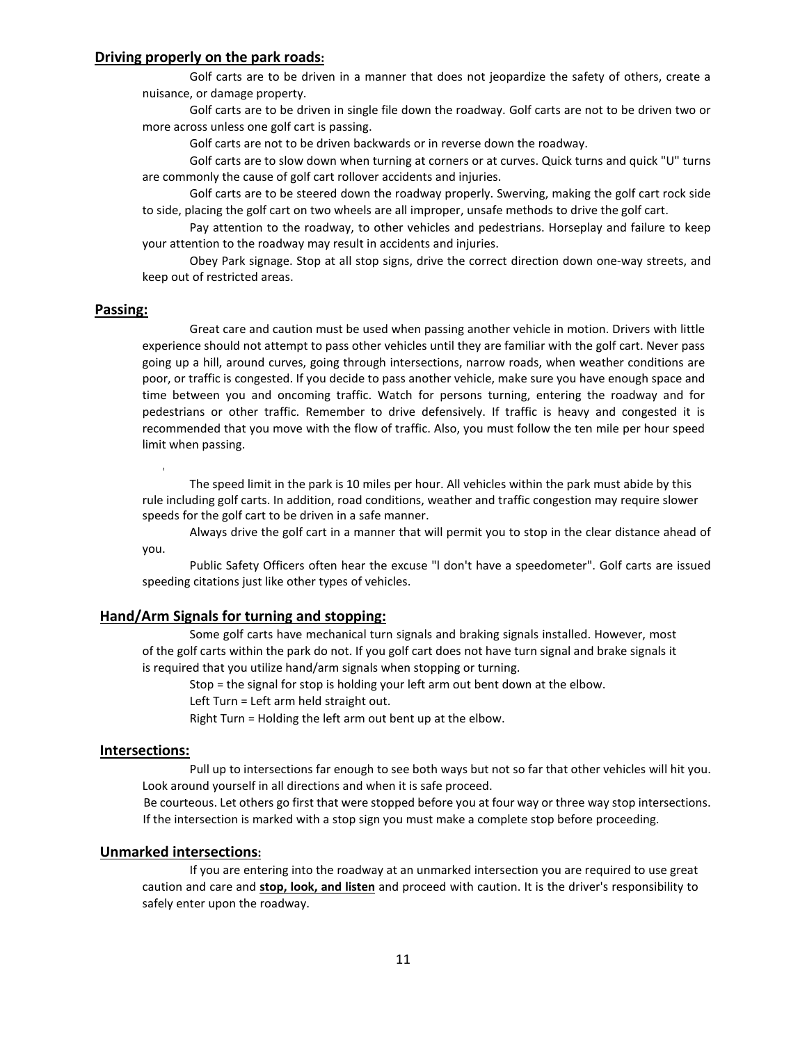## Driving properly on the park roads:

Golf carts are to be driven in a manner that does not jeopardize the safety of others, create a nuisance, or damage property.

Golf carts are to be driven in single file down the roadway. Golf carts are not to be driven two or more across unless one golf cart is passing.

Golf carts are not to be driven backwards or in reverse down the roadway.

Golf carts are to slow down when turning at corners or at curves. Quick turns and quick "U" turns are commonly the cause of golf cart rollover accidents and injuries.

Golf carts are to be steered down the roadway properly. Swerving, making the golf cart rock side to side, placing the golf cart on two wheels are all improper, unsafe methods to drive the golf cart.

Pay attention to the roadway, to other vehicles and pedestrians. Horseplay and failure to keep your attention to the roadway may result in accidents and injuries.

Obey Park signage. Stop at all stop signs, drive the correct direction down one-way streets, and keep out of restricted areas.

## Passing:

Great care and caution must be used when passing another vehicle in motion. Drivers with little experience should not attempt to pass other vehicles until they are familiar with the golf cart. Never pass going up a hill, around curves, going through intersections, narrow roads, when weather conditions are poor, or traffic is congested. If you decide to pass another vehicle, make sure you have enough space and time between you and oncoming traffic. Watch for persons turning, entering the roadway and for pedestrians or other traffic. Remember to drive defensively. If traffic is heavy and congested it is recommended that you move with the flow of traffic. Also, you must follow the ten mile per hour speed limit when passing.

The speed limit in the park is 10 miles per hour. All vehicles within the park must abide by this rule including golf carts. In addition, road conditions, weather and traffic congestion may require slower speeds for the golf cart to be driven in a safe manner.

Always drive the golf cart in a manner that will permit you to stop in the clear distance ahead of you.

Public Safety Officers often hear the excuse "I don't have a speedometer". Golf carts are issued speeding citations just like other types of vehicles.

## Hand/Arm Signals for turning and stopping:

Some golf carts have mechanical turn signals and braking signals installed. However, most of the golf carts within the park do not. If you golf cart does not have turn signal and brake signals it is required that you utilize hand/arm signals when stopping or turning.

Stop = the signal for stop is holding your left arm out bent down at the elbow.

Left Turn = Left arm held straight out.

Right Turn = Holding the left arm out bent up at the elbow.

## Intersections:

Pull up to intersections far enough to see both ways but not so far that other vehicles will hit you. Look around yourself in all directions and when it is safe proceed.

Be courteous. Let others go first that were stopped before you at four way or three way stop intersections. If the intersection is marked with a stop sign you must make a complete stop before proceeding.

## Unmarked intersections:

If you are entering into the roadway at an unmarked intersection you are required to use great caution and care and **stop, look, and listen** and proceed with caution. It is the driver's responsibility to safely enter upon the roadway.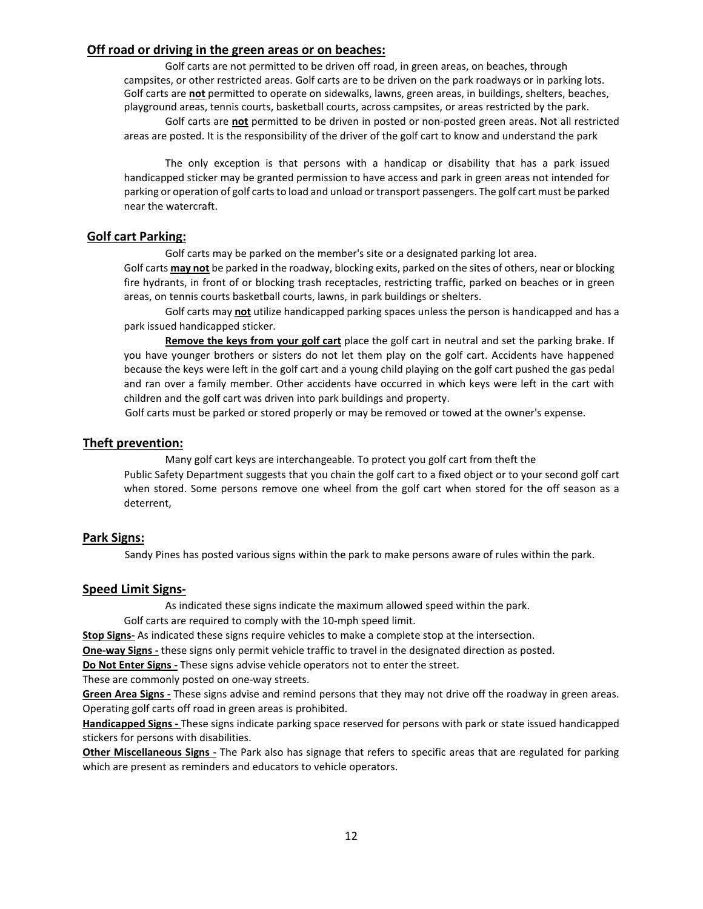## Off road or driving in the green areas or on beaches:

Golf carts are not permitted to be driven off road, in green areas, on beaches, through campsites, or other restricted areas. Golf carts are to be driven on the park roadways or in parking lots. Golf carts are **not** permitted to operate on sidewalks, lawns, green areas, in buildings, shelters, beaches, playground areas, tennis courts, basketball courts, across campsites, or areas restricted by the park.

Golf carts are **not** permitted to be driven in posted or non-posted green areas. Not all restricted areas are posted. It is the responsibility of the driver of the golf cart to know and understand the park

The only exception is that persons with a handicap or disability that has a park issued handicapped sticker may be granted permission to have access and park in green areas not intended for parking or operation of golf carts to load and unload or transport passengers. The golf cart must be parked near the watercraft.

## Golf cart Parking:

Golf carts may be parked on the member's site or a designated parking lot area.

Golf carts **may not** be parked in the roadway, blocking exits, parked on the sites of others, near or blocking fire hydrants, in front of or blocking trash receptacles, restricting traffic, parked on beaches or in green areas, on tennis courts basketball courts, lawns, in park buildings or shelters.

Golf carts may **not** utilize handicapped parking spaces unless the person is handicapped and has a park issued handicapped sticker.

**Remove the keys from your golf cart** place the golf cart in neutral and set the parking brake. If you have younger brothers or sisters do not let them play on the golf cart. Accidents have happened because the keys were left in the golf cart and a young child playing on the golf cart pushed the gas pedal and ran over a family member. Other accidents have occurred in which keys were left in the cart with children and the golf cart was driven into park buildings and property.

Golf carts must be parked or stored properly or may be removed or towed at the owner's expense.

## Theft prevention:

Many golf cart keys are interchangeable. To protect you golf cart from theft the Public Safety Department suggests that you chain the golf cart to a fixed object or to your second golf cart when stored. Some persons remove one wheel from the golf cart when stored for the off season as a deterrent,

## Park Signs:

Sandy Pines has posted various signs within the park to make persons aware of rules within the park.

## Speed Limit Signs-

As indicated these signs indicate the maximum allowed speed within the park.

Golf carts are required to comply with the 10-mph speed limit.

**Stop Signs-** As indicated these signs require vehicles to make a complete stop at the intersection.

**One-way Signs -** these signs only permit vehicle traffic to travel in the designated direction as posted.

**Do Not Enter Signs -** These signs advise vehicle operators not to enter the street.

These are commonly posted on one-way streets.

**Green Area Signs -** These signs advise and remind persons that they may not drive off the roadway in green areas. Operating golf carts off road in green areas is prohibited.

**Handicapped Signs -** These signs indicate parking space reserved for persons with park or state issued handicapped stickers for persons with disabilities.

**Other Miscellaneous Signs -** The Park also has signage that refers to specific areas that are regulated for parking which are present as reminders and educators to vehicle operators.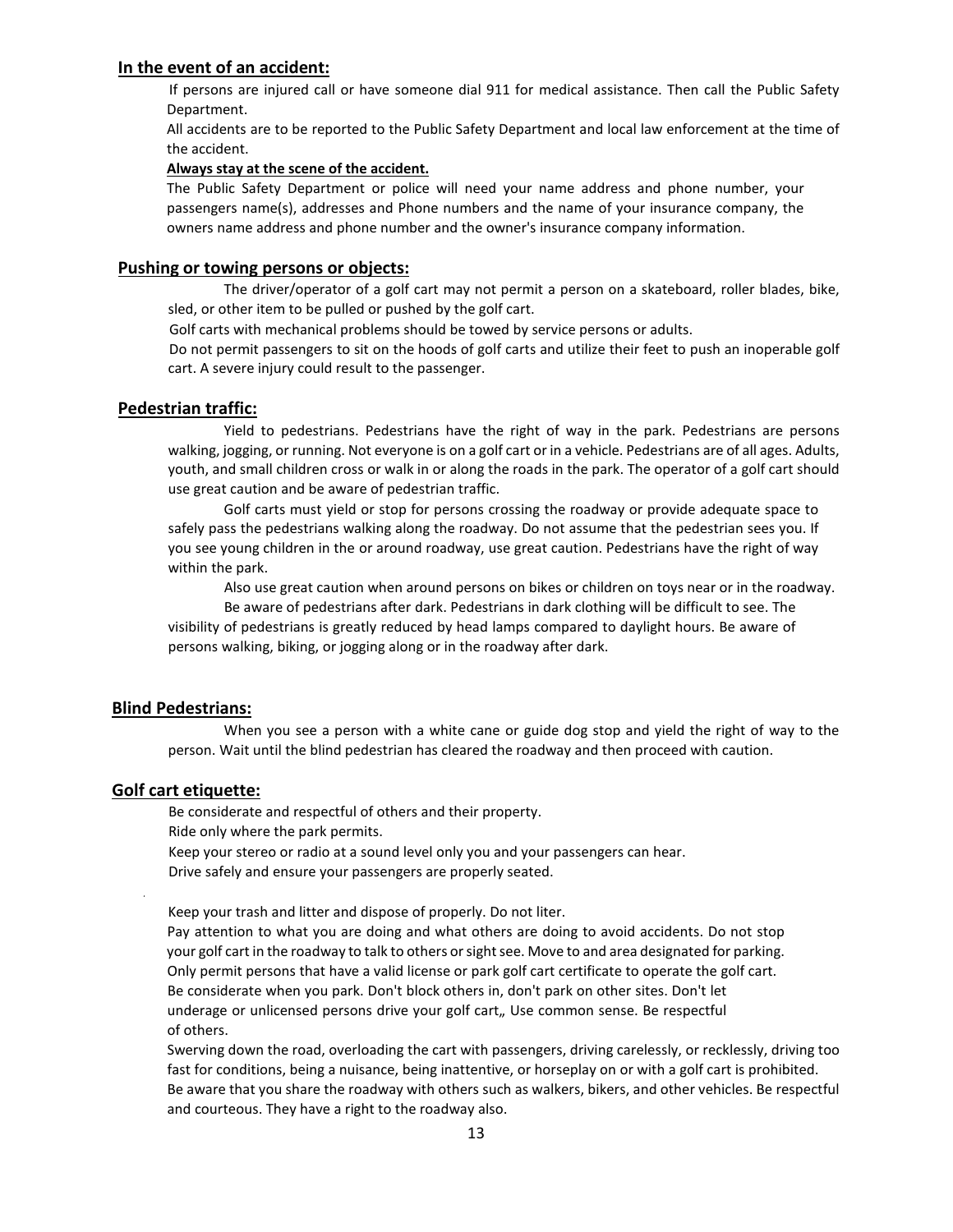## In the event of an accident:

If persons are injured call or have someone dial 911 for medical assistance. Then call the Public Safety Department.

All accidents are to be reported to the Public Safety Department and local law enforcement at the time of the accident.

**Always stay at the scene of the accident.**

The Public Safety Department or police will need your name address and phone number, your passengers name(s), addresses and Phone numbers and the name of your insurance company, the owners name address and phone number and the owner's insurance company information.

## Pushing or towing persons or objects:

The driver/operator of a golf cart may not permit a person on a skateboard, roller blades, bike, sled, or other item to be pulled or pushed by the golf cart.

Golf carts with mechanical problems should be towed by service persons or adults.

Do not permit passengers to sit on the hoods of golf carts and utilize their feet to push an inoperable golf cart. A severe injury could result to the passenger.

## Pedestrian traffic:

Yield to pedestrians. Pedestrians have the right of way in the park. Pedestrians are persons walking, jogging, or running. Not everyone is on a golf cart or in a vehicle. Pedestrians are of all ages. Adults, youth, and small children cross or walk in or along the roads in the park. The operator of a golf cart should use great caution and be aware of pedestrian traffic.

Golf carts must yield or stop for persons crossing the roadway or provide adequate space to safely pass the pedestrians walking along the roadway. Do not assume that the pedestrian sees you. If you see young children in the or around roadway, use great caution. Pedestrians have the right of way within the park.

Also use great caution when around persons on bikes or children on toys near or in the roadway.

Be aware of pedestrians after dark. Pedestrians in dark clothing will be difficult to see. The visibility of pedestrians is greatly reduced by head lamps compared to daylight hours. Be aware of persons walking, biking, or jogging along or in the roadway after dark.

## Blind Pedestrians:

When you see a person with a white cane or guide dog stop and yield the right of way to the person. Wait until the blind pedestrian has cleared the roadway and then proceed with caution.

## Golf cart etiquette:

Be considerate and respectful of others and their property.

Ride only where the park permits.

Keep your stereo or radio at a sound level only you and your passengers can hear.

Drive safely and ensure your passengers are properly seated.

Keep your trash and litter and dispose of properly. Do not liter.

Pay attention to what you are doing and what others are doing to avoid accidents. Do not stop your golf cart in the roadway to talk to others or sight see. Move to and area designated for parking.

Only permit persons that have a valid license or park golf cart certificate to operate the golf cart.

Be considerate when you park. Don't block others in, don't park on other sites. Don't let underage or unlicensed persons drive your golf cart„ Use common sense. Be respectful of others.

Swerving down the road, overloading the cart with passengers, driving carelessly, or recklessly, driving too fast for conditions, being a nuisance, being inattentive, or horseplay on or with a golf cart is prohibited.

Be aware that you share the roadway with others such as walkers, bikers, and other vehicles. Be respectful and courteous. They have a right to the roadway also.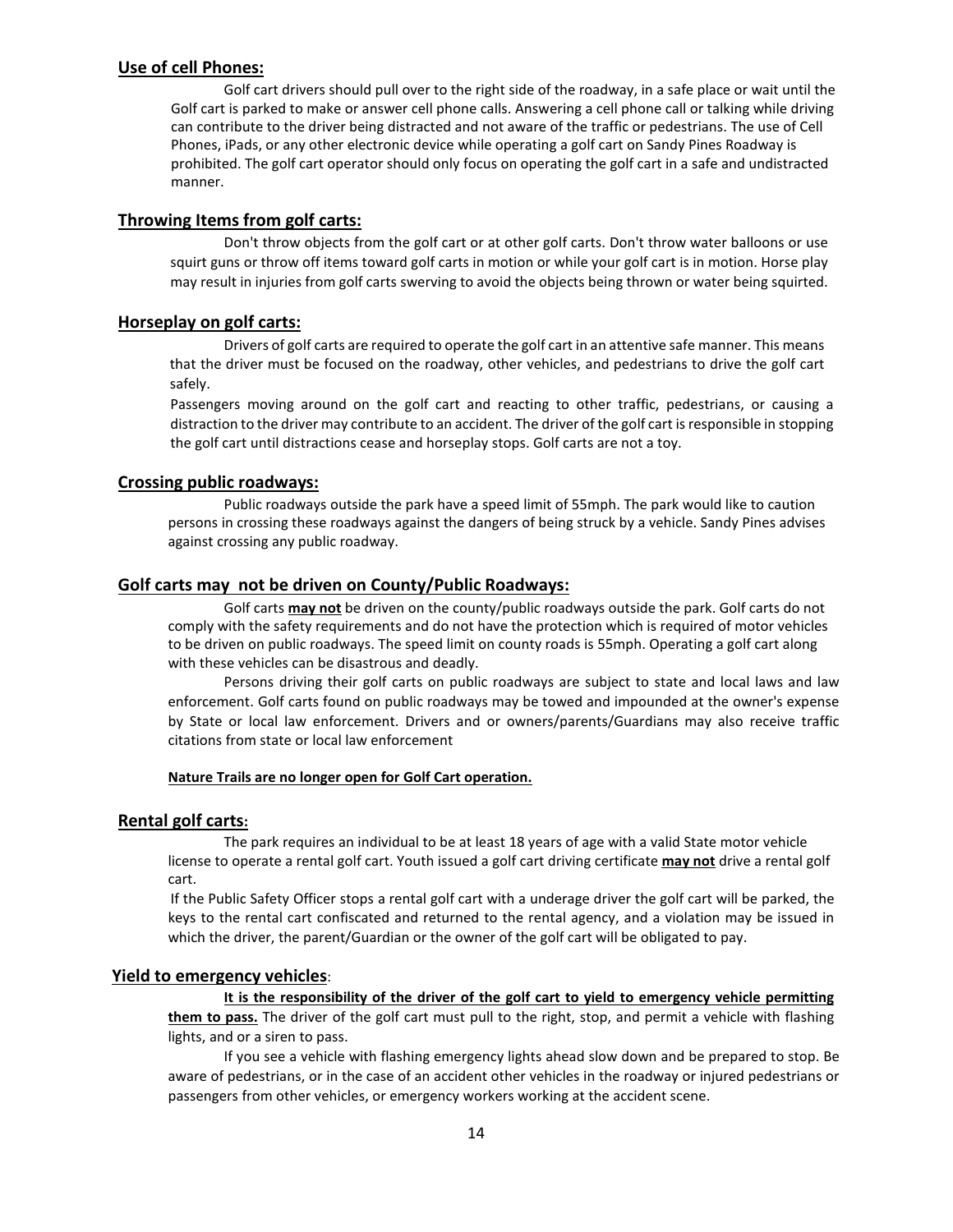## **Use of cell Phones:**

Golf cart drivers should pull over to the right side of the roadway, in a safe place or wait until the Golf cart is parked to make or answer cell phone calls. Answering a cell phone call or talking while driving can contribute to the driver being distracted and not aware of the traffic or pedestrians. The use of Cell Phones, iPads, or any other electronic device while operating a golf cart on Sandy Pines Roadway is prohibited. The golf cart operator should only focus on operating the golf cart in a safe and undistracted manner.

## **Throwing Items from golf carts:**

Don't throw objects from the golf cart or at other golf carts. Don't throw water balloons or use squirt guns or throw off items toward golf carts in motion or while your golf cart is in motion. Horse play may result in injuries from golf carts swerving to avoid the objects being thrown or water being squirted.

## **Horseplay on golf carts:**

Drivers of golf carts are required to operate the golf cart in an attentive safe manner. This means that the driver must be focused on the roadway, other vehicles, and pedestrians to drive the golf cart safely.

Passengers moving around on the golf cart and reacting to other traffic, pedestrians, or causing a distraction to the driver may contribute to an accident. The driver of the golf cart is responsible in stopping the golf cart until distractions cease and horseplay stops. Golf carts are not a toy.

## **Crossing public roadways:**

Public roadways outside the park have a speed limit of 55mph. The park would like to caution persons in crossing these roadways against the dangers of being struck by a vehicle. Sandy Pines advises against crossing any public roadway.

## **Golf carts may not be driven on County/Public Roadways:**

Golf carts **may not** be driven on the county/public roadways outside the park. Golf carts do not comply with the safety requirements and do not have the protection which is required of motor vehicles to be driven on public roadways. The speed limit on county roads is 55mph. Operating a golf cart along with these vehicles can be disastrous and deadly.

Persons driving their golf carts on public roadways are subject to state and local laws and law enforcement. Golf carts found on public roadways may be towed and impounded at the owner's expense by State or local law enforcement. Drivers and or owners/parents/Guardians may also receive traffic citations from state or local law enforcement

**Nature Trails are no longer open for Golf Cart operation.**

## **Rental golf carts:**

The park requires an individual to be at least 18 years of age with a valid State motor vehicle license to operate a rental golf cart. Youth issued a golf cart driving certificate **may not** drive a rental golf cart.

If the Public Safety Officer stops a rental golf cart with a underage driver the golf cart will be parked, the keys to the rental cart confiscated and returned to the rental agency, and a violation may be issued in which the driver, the parent/Guardian or the owner of the golf cart will be obligated to pay.

## **Yield to emergency vehicles:**

**It is the responsibility of the driver of the golf cart to yield to emergency vehicle permitting them to pass.** The driver of the golf cart must pull to the right, stop, and permit a vehicle with flashing lights, and or a siren to pass.

If you see a vehicle with flashing emergency lights ahead slow down and be prepared to stop. Be aware of pedestrians, or in the case of an accident other vehicles in the roadway or injured pedestrians or passengers from other vehicles, or emergency workers working at the accident scene.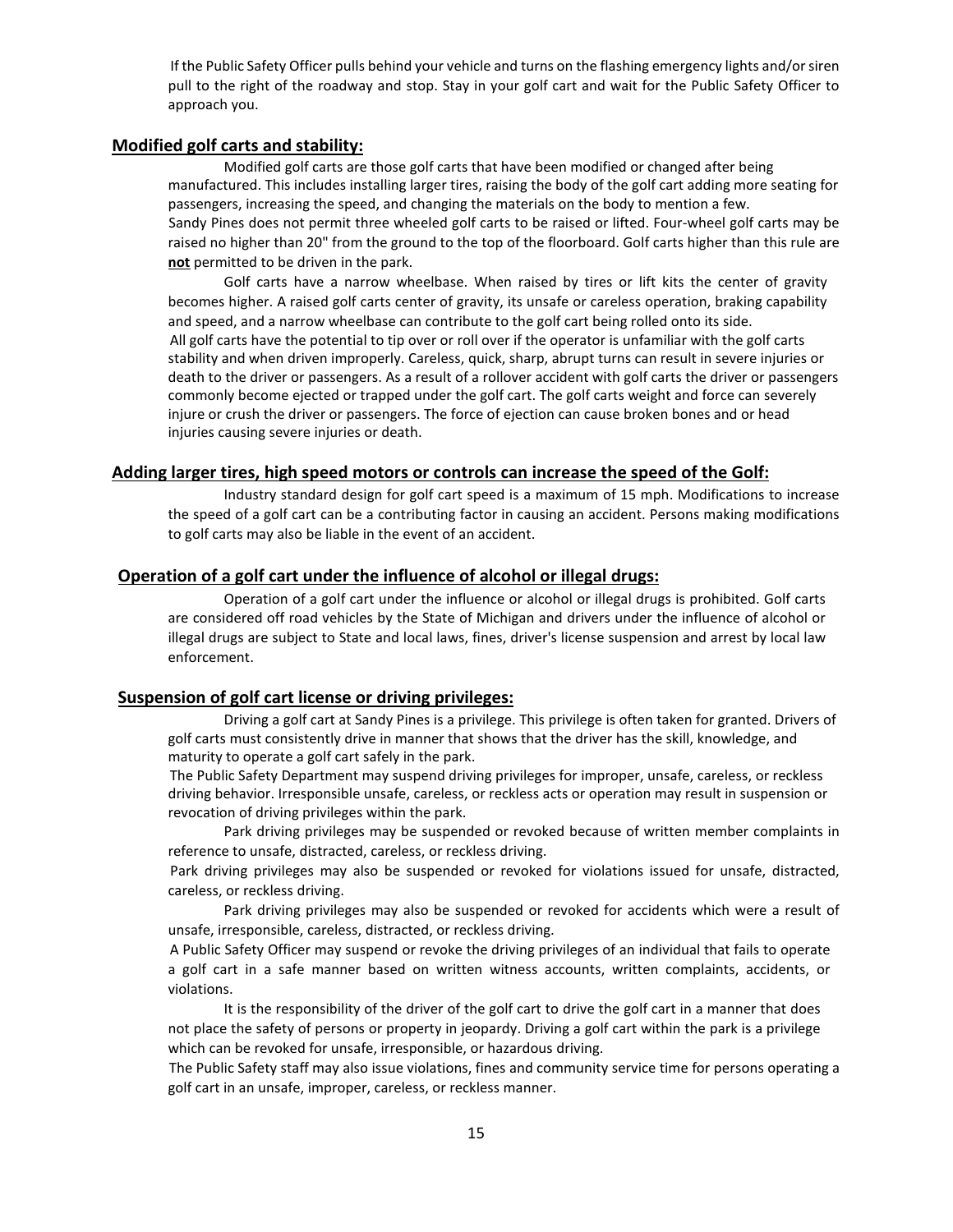If the Public Safety Officer pulls behind your vehicle and turns on the flashing emergency lights and/or siren pull to the right of the roadway and stop. Stay in your golf cart and wait for the Public Safety Officer to approach you.

## **Modified golf carts and stability:**

Modified golf carts are those golf carts that have been modified or changed after being manufactured. This includes installing larger tires, raising the body of the golf cart adding more seating for passengers, increasing the speed, and changing the materials on the body to mention a few.

Sandy Pines does not permit three wheeled golf carts to be raised or lifted. Four-wheel golf carts may be raised no higher than 20" from the ground to the top of the floorboard. Golf carts higher than this rule are **not** permitted to be driven in the park.

Golf carts have a narrow wheelbase. When raised by tires or lift kits the center of gravity becomes higher. A raised golf carts center of gravity, its unsafe or careless operation, braking capability and speed, and a narrow wheelbase can contribute to the golf cart being rolled onto its side.

All golf carts have the potential to tip over or roll over if the operator is unfamiliar with the golf carts stability and when driven improperly. Careless, quick, sharp, abrupt turns can result in severe injuries or death to the driver or passengers. As a result of a rollover accident with golf carts the driver or passengers commonly become ejected or trapped under the golf cart. The golf carts weight and force can severely injure or crush the driver or passengers. The force of ejection can cause broken bones and or head injuries causing severe injuries or death.

## **Adding larger tires, high speed motors or controls can increase the speed of the Golf:**

Industry standard design for golf cart speed is a maximum of 15 mph. Modifications to increase the speed of a golf cart can be a contributing factor in causing an accident. Persons making modifications to golf carts may also be liable in the event of an accident.

## **Operation of a golf cart under the influence of alcohol or illegal drugs:**

Operation of a golf cart under the influence or alcohol or illegal drugs is prohibited. Golf carts are considered off road vehicles by the State of Michigan and drivers under the influence of alcohol or illegal drugs are subject to State and local laws, fines, driver's license suspension and arrest by local law enforcement.

## **Suspension of golf cart license or driving privileges:**

Driving a golf cart at Sandy Pines is a privilege. This privilege is often taken for granted. Drivers of golf carts must consistently drive in manner that shows that the driver has the skill, knowledge, and maturity to operate a golf cart safely in the park.

The Public Safety Department may suspend driving privileges for improper, unsafe, careless, or reckless driving behavior. Irresponsible unsafe, careless, or reckless acts or operation may result in suspension or revocation of driving privileges within the park.

Park driving privileges may be suspended or revoked because of written member complaints in reference to unsafe, distracted, careless, or reckless driving.

Park driving privileges may also be suspended or revoked for violations issued for unsafe, distracted, careless, or reckless driving.

Park driving privileges may also be suspended or revoked for accidents which were a result of unsafe, irresponsible, careless, distracted, or reckless driving.

A Public Safety Officer may suspend or revoke the driving privileges of an individual that fails to operate a golf cart in a safe manner based on written witness accounts, written complaints, accidents, or violations.

It is the responsibility of the driver of the golf cart to drive the golf cart in a manner that does not place the safety of persons or property in jeopardy. Driving a golf cart within the park is a privilege which can be revoked for unsafe, irresponsible, or hazardous driving.

The Public Safety staff may also issue violations, fines and community service time for persons operating a golf cart in an unsafe, improper, careless, or reckless manner.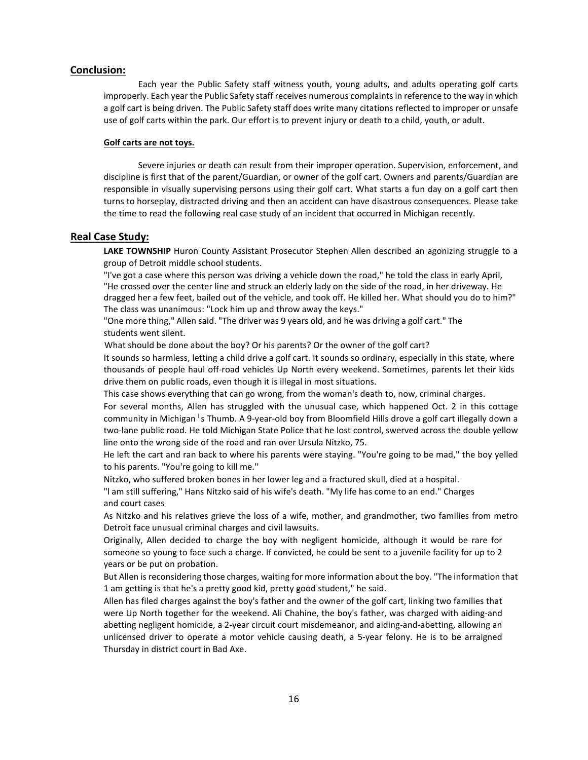## Conclusion:

Each year the Public Safety staff witness youth, young adults, and adults operating golf carts improperly. Each year the Public Safety staff receives numerous complaints in reference to the way in which a golf cart is being driven. The Public Safety staff does write many citations reflected to improper or unsafe use of golf carts within the park. Our effort is to prevent injury or death to a child, youth, or adult.

**Golf carts are not toys.**

Severe injuries or death can result from their improper operation. Supervision, enforcement, and discipline is first that of the parent/Guardian, or owner of the golf cart. Owners and parents/Guardian are responsible in visually supervising persons using their golf cart. What starts a fun day on a golf cart then turns to horseplay, distracted driving and then an accident can have disastrous consequences. Please take the time to read the following real case study of an incident that occurred in Michigan recently.

## Real Case Study:

**LAKE TOWNSHIP** Huron County Assistant Prosecutor Stephen Allen described an agonizing struggle to a group of Detroit middle school students.

"I've got a case where this person was driving a vehicle down the road," he told the class in early April, "He crossed over the center line and struck an elderly lady on the side of the road, in her driveway. He dragged her a few feet, bailed out of the vehicle, and took off. He killed her. What should you do to him?" The class was unanimous: "Lock him up and throw away the keys."

"One more thing," Allen said. "The driver was 9 years old, and he was driving a golf cart." The students went silent.

What should be done about the boy? Or his parents? Or the owner of the golf cart?

It sounds so harmless, letting a child drive a golf cart. It sounds so ordinary, especially in this state, where thousands of people haul off-road vehicles Up North every weekend. Sometimes, parents let their kids drive them on public roads, even though it is illegal in most situations.

This case shows everything that can go wrong, from the woman's death to, now, criminal charges.

For several months, Allen has struggled with the unusual case, which happened Oct. 2 in this cottage community in Michigan's Thumb. A 9-year-old boy from Bloomfield Hills drove a golf cart illegally down a two-lane public road. He told Michigan State Police that he lost control, swerved across the double yellow line onto the wrong side of the road and ran over Ursula Nitzko, 75.

He left the cart and ran back to where his parents were staying. "You're going to be mad," the boy yelled to his parents. "You're going to kill me."

Nitzko, who suffered broken bones in her lower leg and a fractured skull, died at a hospital.

"I am still suffering," Hans Nitzko said of his wife's death. "My life has come to an end." Charges and court cases

As Nitzko and his relatives grieve the loss of a wife, mother, and grandmother, two families from metro Detroit face unusual criminal charges and civil lawsuits.

Originally, Allen decided to charge the boy with negligent homicide, although it would be rare for someone so young to face such a charge. If convicted, he could be sent to a juvenile facility for up to 2 years or be put on probation.

But Allen is reconsidering those charges, waiting for more information about the boy. "The information that 1 am getting is that he's a pretty good kid, pretty good student," he said.

Allen has filed charges against the boy's father and the owner of the golf cart, linking two families that were Up North together for the weekend. Ali Chahine, the boy's father, was charged with aiding-and abetting negligent homicide, a 2-year circuit court misdemeanor, and aiding-and-abetting, allowing an unlicensed driver to operate a motor vehicle causing death, a 5-year felony. He is to be arraigned Thursday in district court in Bad Axe.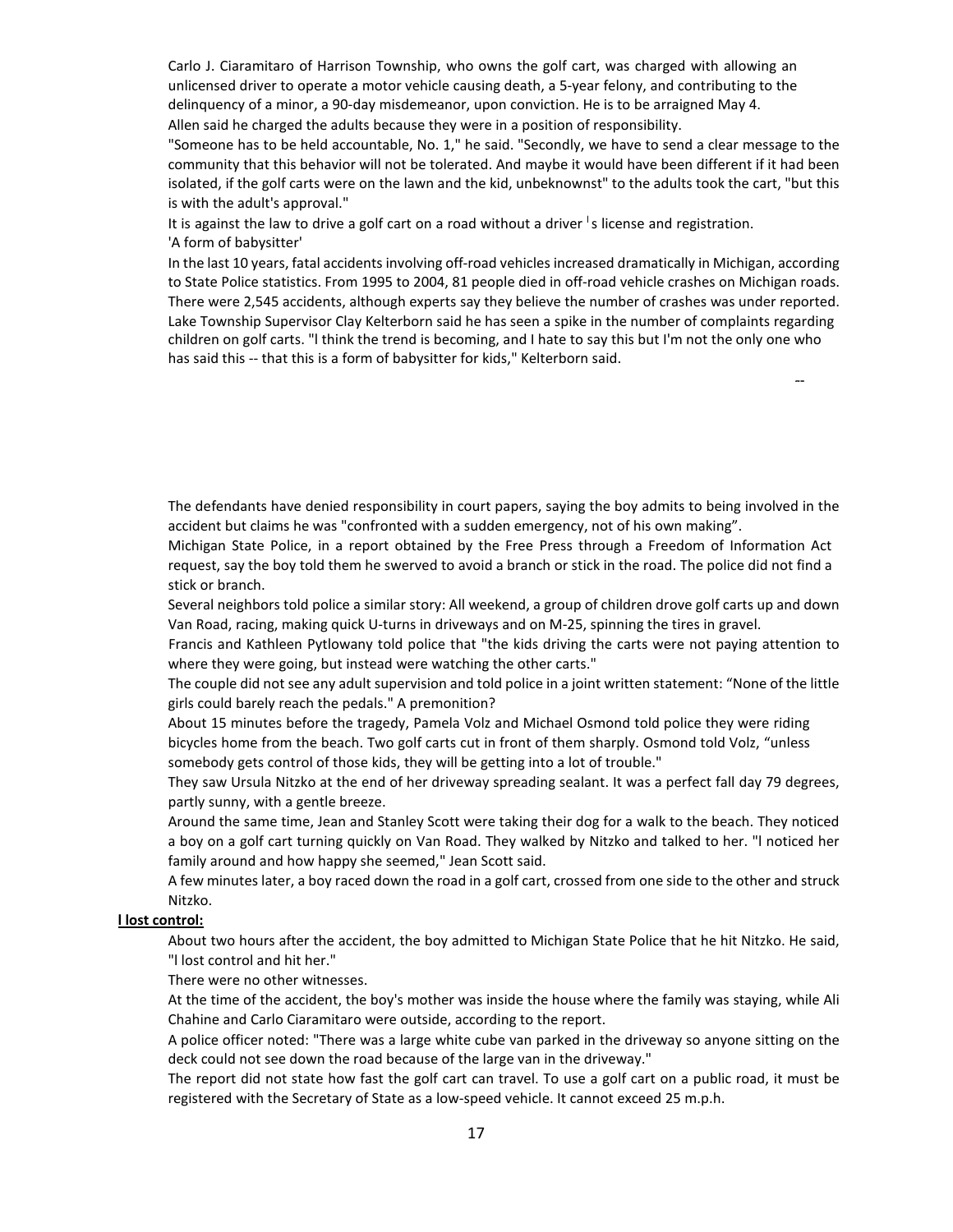Carlo J. Ciaramitaro of Harrison Township, who owns the golf cart, was charged with allowing an unlicensed driver to operate a motor vehicle causing death, a 5-year felony, and contributing to the delinquency of a minor, a 90-day misdemeanor, upon conviction. He is to be arraigned May 4.

Allen said he charged the adults because they were in a position of responsibility.

"Someone has to be held accountable, No. 1," he said. "Secondly, we have to send a clear message to the community that this behavior will not be tolerated. And maybe it would have been different if it had been isolated, if the golf carts were on the lawn and the kid, unbeknownst" to the adults took the cart, "but this is with the adult's approval."

It is against the law to drive a golf cart on a road without a driver's license and registration.

'A form of babysitter'

In the last 10 years, fatal accidents involving off-road vehicles increased dramatically in Michigan, according to State Police statistics. From 1995 to 2004, 81 people died in off-road vehicle crashes on Michigan roads. There were 2,545 accidents, although experts say they believe the number of crashes was under reported.

Lake Township Supervisor Clay Kelterborn said he has seen a spike in the number of complaints regarding children on golf carts. "I think the trend is becoming, and I hate to say this but I'm not the only one who has said this -- that this is a form of babysitter for kids," Kelterborn said.

--

The defendants have denied responsibility in court papers, saying the boy admits to being involved in the accident but claims he was "confronted with a sudden emergency, not of his own making".

Michigan State Police, in a report obtained by the Free Press through a Freedom of Information Act request, say the boy told them he swerved to avoid a branch or stick in the road. The police did not find a stick or branch.

Several neighbors told police a similar story: All weekend, a group of children drove golf carts up and down Van Road, racing, making quick U-turns in driveways and on M-25, spinning the tires in gravel.

Francis and Kathleen Pytlowany told police that "the kids driving the carts were not paying attention to where they were going, but instead were watching the other carts."

The couple did not see any adult supervision and told police in a joint written statement: "None of the little girls could barely reach the pedals." A premonition?

About 15 minutes before the tragedy, Pamela Volz and Michael Osmond told police they were riding bicycles home from the beach. Two golf carts cut in front of them sharply. Osmond told Volz, "unless somebody gets control of those kids, they will be getting into a lot of trouble."

They saw Ursula Nitzko at the end of her driveway spreading sealant. It was a perfect fall day 79 degrees, partly sunny, with a gentle breeze.

Around the same time, Jean and Stanley Scott were taking their dog for a walk to the beach. They noticed a boy on a golf cart turning quickly on Van Road. They walked by Nitzko and talked to her. "I noticed her family around and how happy she seemed," Jean Scott said.

A few minutes later, a boy raced down the road in a golf cart, crossed from one side to the other and struck Nitzko.

**I lost control:**

About two hours after the accident, the boy admitted to Michigan State Police that he hit Nitzko. He said, "I lost control and hit her."

There were no other witnesses.

At the time of the accident, the boy's mother was inside the house where the family was staying, while Ali Chahine and Carlo Ciaramitaro were outside, according to the report.

A police officer noted: "There was a large white cube van parked in the driveway so anyone sitting on the deck could not see down the road because of the large van in the driveway."

The report did not state how fast the golf cart can travel. To use a golf cart on a public road, it must be registered with the Secretary of State as a low-speed vehicle. It cannot exceed 25 m.p.h.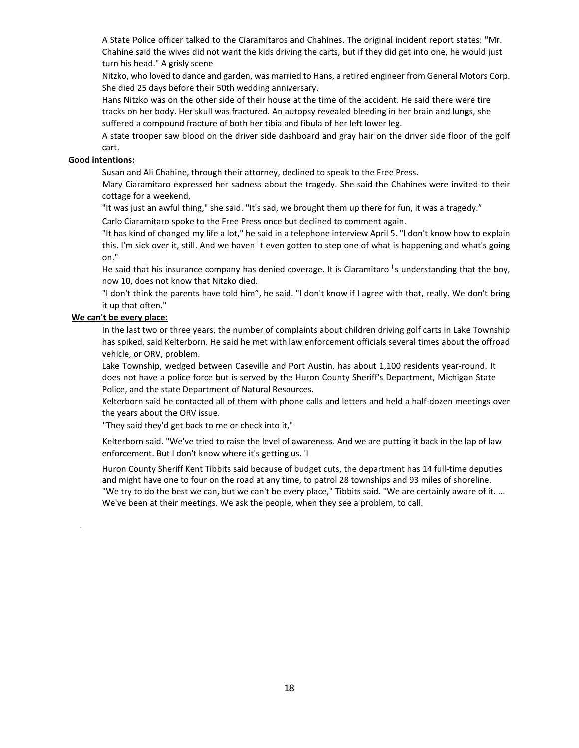A State Police officer talked to the Ciaramitaros and Chahines. The original incident report states: "Mr. Chahine said the wives did not want the kids driving the carts, but if they did get into one, he would just turn his head." A grisly scene

Nitzko, who loved to dance and garden, was married to Hans, a retired engineer from General Motors Corp. She died 25 days before their 50th wedding anniversary.

Hans Nitzko was on the other side of their house at the time of the accident. He said there were tire tracks on her body. Her skull was fractured. An autopsy revealed bleeding in her brain and lungs, she suffered a compound fracture of both her tibia and fibula of her left lower leg.

A state trooper saw blood on the driver side dashboard and gray hair on the driver side floor of the golf cart.

**Good intentions:**

Susan and Ali Chahine, through their attorney, declined to speak to the Free Press.

Mary Ciaramitaro expressed her sadness about the tragedy. She said the Chahines were invited to their cottage for a weekend,

"It was just an awful thing," she said. "It's sad, we brought them up there for fun, it was a tragedy."

Carlo Ciaramitaro spoke to the Free Press once but declined to comment again.

"It has kind of changed my life a lot," he said in a telephone interview April 5. "I don't know how to explain this. I'm sick over it, still. And we haven't even gotten to step one of what is happening and what's going on."

He said that his insurance company has denied coverage. It is Ciaramitaro's understanding that the boy, now 10, does not know that Nitzko died.

"I don't think the parents have told him", he said. "I don't know if I agree with that, really. We don't bring it up that often."

**We can't be every place:**

In the last two or three years, the number of complaints about children driving golf carts in Lake Township has spiked, said Kelterborn. He said he met with law enforcement officials several times about the offroad vehicle, or ORV, problem.

Lake Township, wedged between Caseville and Port Austin, has about 1,100 residents year-round. It does not have a police force but is served by the Huron County Sheriff's Department, Michigan State Police, and the state Department of Natural Resources.

Kelterborn said he contacted all of them with phone calls and letters and held a half-dozen meetings over the years about the ORV issue.

"They said they'd get back to me or check into it,"

Kelterborn said. "We've tried to raise the level of awareness. And we are putting it back in the lap of law enforcement. But I don't know where it's getting us. 'I

Huron County Sheriff Kent Tibbits said because of budget cuts, the department has 14 full-time deputies and might have one to four on the road at any time, to patrol 28 townships and 93 miles of shoreline. "We try to do the best we can, but we can't be every place," Tibbits said. "We are certainly aware of it. ... We've been at their meetings. We ask the people, when they see a problem, to call.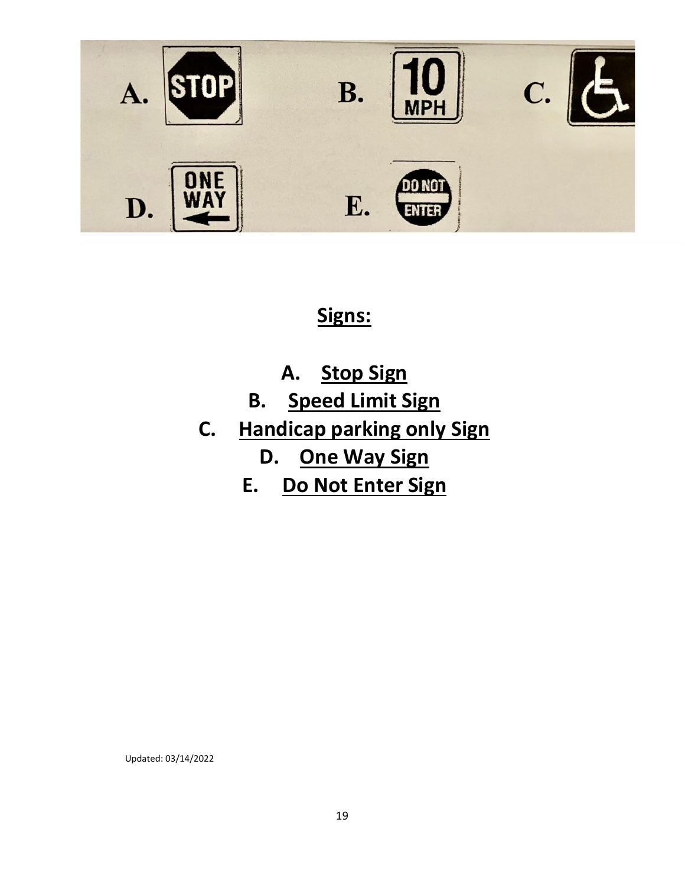## Signs:

A. Stop Sign
B. Speed Limit Sign
C. Handicap parking only Sign
D. One Way Sign
E. Do Not Enter Sign

Updated: 03/14/2022